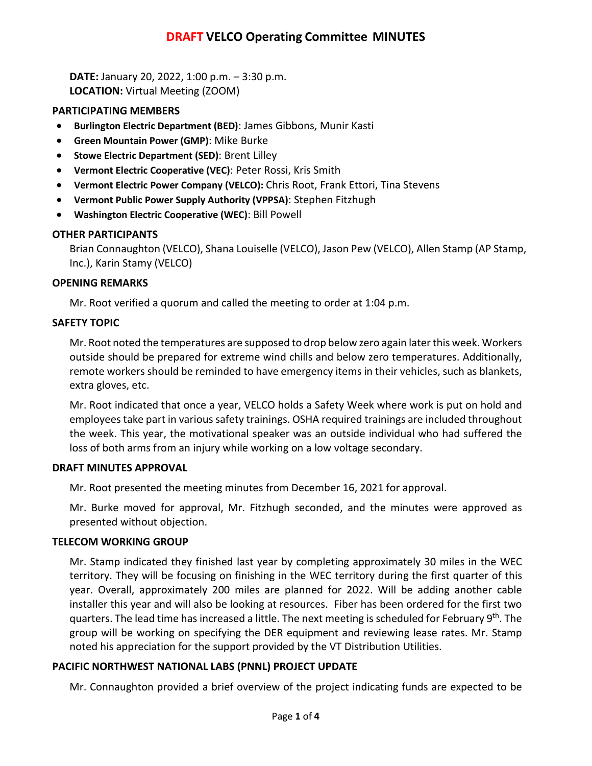# DRAFT VELCO Operating Committee MINUTES

**DATE:** January 20, 2022, 1:00 p.m. – 3:30 p.m.
**LOCATION:** Virtual Meeting (ZOOM)

## PARTICIPATING MEMBERS

- **Burlington Electric Department (BED)**: James Gibbons, Munir Kasti
- **Green Mountain Power (GMP)**: Mike Burke
- **Stowe Electric Department (SED)**: Brent Lilley
- **Vermont Electric Cooperative (VEC)**: Peter Rossi, Kris Smith
- **Vermont Electric Power Company (VELCO):** Chris Root, Frank Ettori, Tina Stevens
- **Vermont Public Power Supply Authority (VPPSA)**: Stephen Fitzhugh
- **Washington Electric Cooperative (WEC)**: Bill Powell

## OTHER PARTICIPANTS

Brian Connaughton (VELCO), Shana Louiselle (VELCO), Jason Pew (VELCO), Allen Stamp (AP Stamp, Inc.), Karin Stamy (VELCO)

## OPENING REMARKS

Mr. Root verified a quorum and called the meeting to order at 1:04 p.m.

## SAFETY TOPIC

Mr. Root noted the temperatures are supposed to drop below zero again later this week. Workers outside should be prepared for extreme wind chills and below zero temperatures. Additionally, remote workers should be reminded to have emergency items in their vehicles, such as blankets, extra gloves, etc.

Mr. Root indicated that once a year, VELCO holds a Safety Week where work is put on hold and employees take part in various safety trainings. OSHA required trainings are included throughout the week. This year, the motivational speaker was an outside individual who had suffered the loss of both arms from an injury while working on a low voltage secondary.

## DRAFT MINUTES APPROVAL

Mr. Root presented the meeting minutes from December 16, 2021 for approval.

Mr. Burke moved for approval, Mr. Fitzhugh seconded, and the minutes were approved as presented without objection.

## TELECOM WORKING GROUP

Mr. Stamp indicated they finished last year by completing approximately 30 miles in the WEC territory. They will be focusing on finishing in the WEC territory during the first quarter of this year. Overall, approximately 200 miles are planned for 2022. Will be adding another cable installer this year and will also be looking at resources. Fiber has been ordered for the first two quarters. The lead time has increased a little. The next meeting is scheduled for February 9th. The group will be working on specifying the DER equipment and reviewing lease rates. Mr. Stamp noted his appreciation for the support provided by the VT Distribution Utilities.

## PACIFIC NORTHWEST NATIONAL LABS (PNNL) PROJECT UPDATE

Mr. Connaughton provided a brief overview of the project indicating funds are expected to be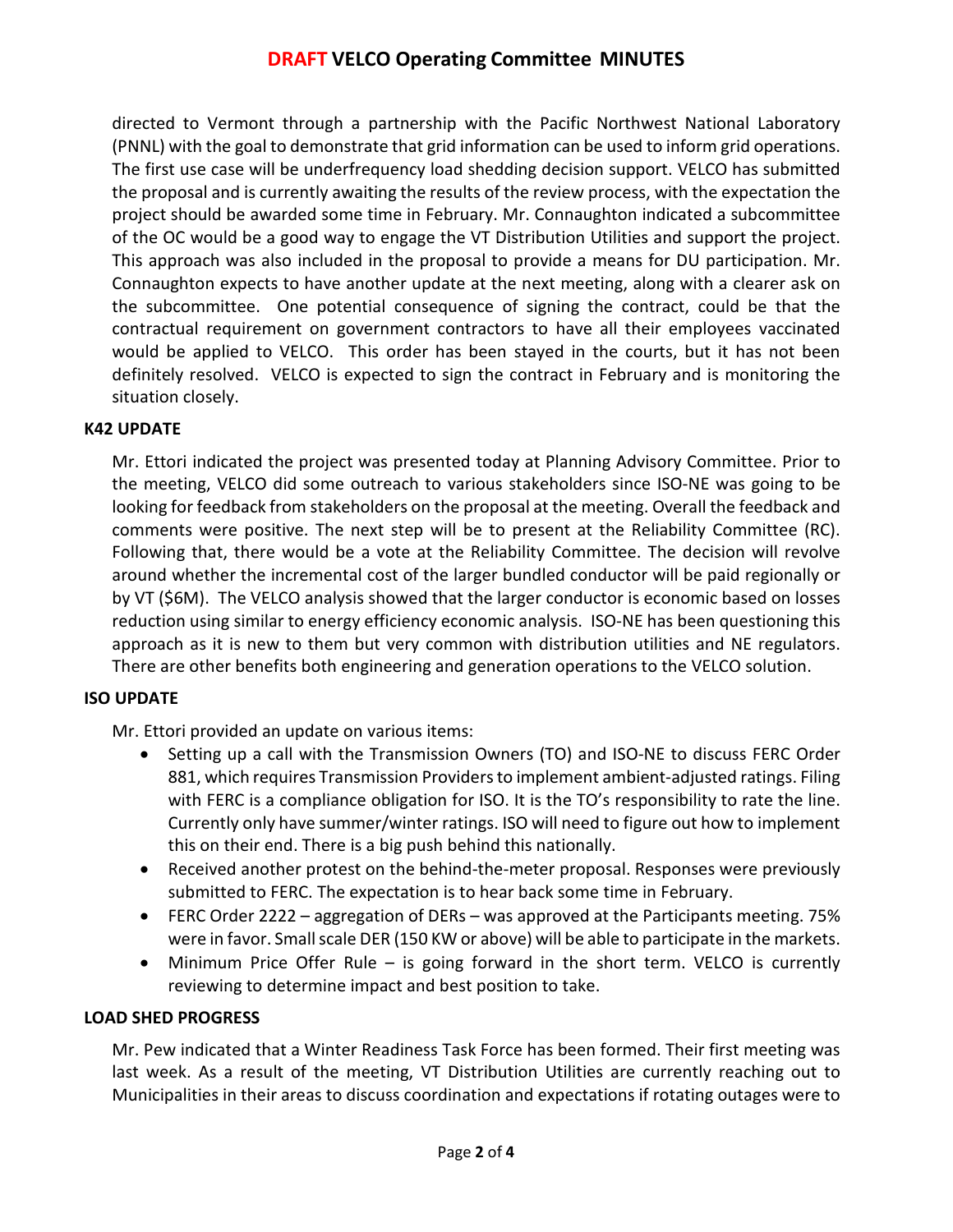directed to Vermont through a partnership with the Pacific Northwest National Laboratory (PNNL) with the goal to demonstrate that grid information can be used to inform grid operations. The first use case will be underfrequency load shedding decision support. VELCO has submitted the proposal and is currently awaiting the results of the review process, with the expectation the project should be awarded some time in February. Mr. Connaughton indicated a subcommittee of the OC would be a good way to engage the VT Distribution Utilities and support the project. This approach was also included in the proposal to provide a means for DU participation. Mr. Connaughton expects to have another update at the next meeting, along with a clearer ask on the subcommittee. One potential consequence of signing the contract, could be that the contractual requirement on government contractors to have all their employees vaccinated would be applied to VELCO. This order has been stayed in the courts, but it has not been definitely resolved. VELCO is expected to sign the contract in February and is monitoring the situation closely.

**K42 UPDATE**

Mr. Ettori indicated the project was presented today at Planning Advisory Committee. Prior to the meeting, VELCO did some outreach to various stakeholders since ISO-NE was going to be looking for feedback from stakeholders on the proposal at the meeting. Overall the feedback and comments were positive. The next step will be to present at the Reliability Committee (RC). Following that, there would be a vote at the Reliability Committee. The decision will revolve around whether the incremental cost of the larger bundled conductor will be paid regionally or by VT ($6M). The VELCO analysis showed that the larger conductor is economic based on losses reduction using similar to energy efficiency economic analysis. ISO-NE has been questioning this approach as it is new to them but very common with distribution utilities and NE regulators. There are other benefits both engineering and generation operations to the VELCO solution.

**ISO UPDATE**

Mr. Ettori provided an update on various items:

- Setting up a call with the Transmission Owners (TO) and ISO-NE to discuss FERC Order 881, which requires Transmission Providers to implement ambient-adjusted ratings. Filing with FERC is a compliance obligation for ISO. It is the TO's responsibility to rate the line. Currently only have summer/winter ratings. ISO will need to figure out how to implement this on their end. There is a big push behind this nationally.
- Received another protest on the behind-the-meter proposal. Responses were previously submitted to FERC. The expectation is to hear back some time in February.
- FERC Order 2222 – aggregation of DERs – was approved at the Participants meeting. 75% were in favor. Small scale DER (150 KW or above) will be able to participate in the markets.
- Minimum Price Offer Rule – is going forward in the short term. VELCO is currently reviewing to determine impact and best position to take.

**LOAD SHED PROGRESS**

Mr. Pew indicated that a Winter Readiness Task Force has been formed. Their first meeting was last week. As a result of the meeting, VT Distribution Utilities are currently reaching out to Municipalities in their areas to discuss coordination and expectations if rotating outages were to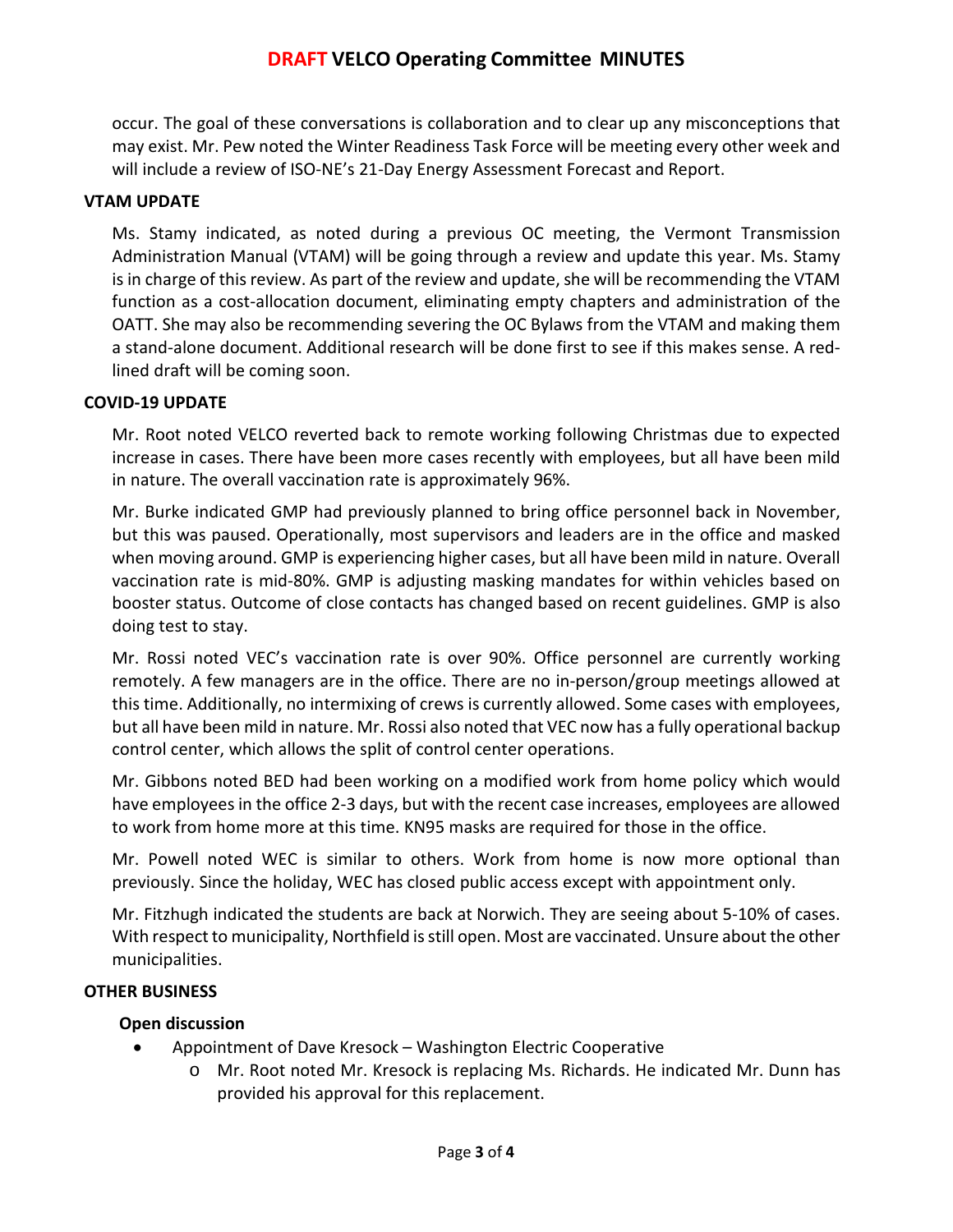occur. The goal of these conversations is collaboration and to clear up any misconceptions that may exist. Mr. Pew noted the Winter Readiness Task Force will be meeting every other week and will include a review of ISO-NE's 21-Day Energy Assessment Forecast and Report.

**VTAM UPDATE**

Ms. Stamy indicated, as noted during a previous OC meeting, the Vermont Transmission Administration Manual (VTAM) will be going through a review and update this year. Ms. Stamy is in charge of this review. As part of the review and update, she will be recommending the VTAM function as a cost-allocation document, eliminating empty chapters and administration of the OATT. She may also be recommending severing the OC Bylaws from the VTAM and making them a stand-alone document. Additional research will be done first to see if this makes sense. A red-lined draft will be coming soon.

**COVID-19 UPDATE**

Mr. Root noted VELCO reverted back to remote working following Christmas due to expected increase in cases. There have been more cases recently with employees, but all have been mild in nature. The overall vaccination rate is approximately 96%.

Mr. Burke indicated GMP had previously planned to bring office personnel back in November, but this was paused. Operationally, most supervisors and leaders are in the office and masked when moving around. GMP is experiencing higher cases, but all have been mild in nature. Overall vaccination rate is mid-80%. GMP is adjusting masking mandates for within vehicles based on booster status. Outcome of close contacts has changed based on recent guidelines. GMP is also doing test to stay.

Mr. Rossi noted VEC's vaccination rate is over 90%. Office personnel are currently working remotely. A few managers are in the office. There are no in-person/group meetings allowed at this time. Additionally, no intermixing of crews is currently allowed. Some cases with employees, but all have been mild in nature. Mr. Rossi also noted that VEC now has a fully operational backup control center, which allows the split of control center operations.

Mr. Gibbons noted BED had been working on a modified work from home policy which would have employees in the office 2-3 days, but with the recent case increases, employees are allowed to work from home more at this time. KN95 masks are required for those in the office.

Mr. Powell noted WEC is similar to others. Work from home is now more optional than previously. Since the holiday, WEC has closed public access except with appointment only.

Mr. Fitzhugh indicated the students are back at Norwich. They are seeing about 5-10% of cases. With respect to municipality, Northfield is still open. Most are vaccinated. Unsure about the other municipalities.

**OTHER BUSINESS**

**Open discussion**

- Appointment of Dave Kresock – Washington Electric Cooperative
  - Mr. Root noted Mr. Kresock is replacing Ms. Richards. He indicated Mr. Dunn has provided his approval for this replacement.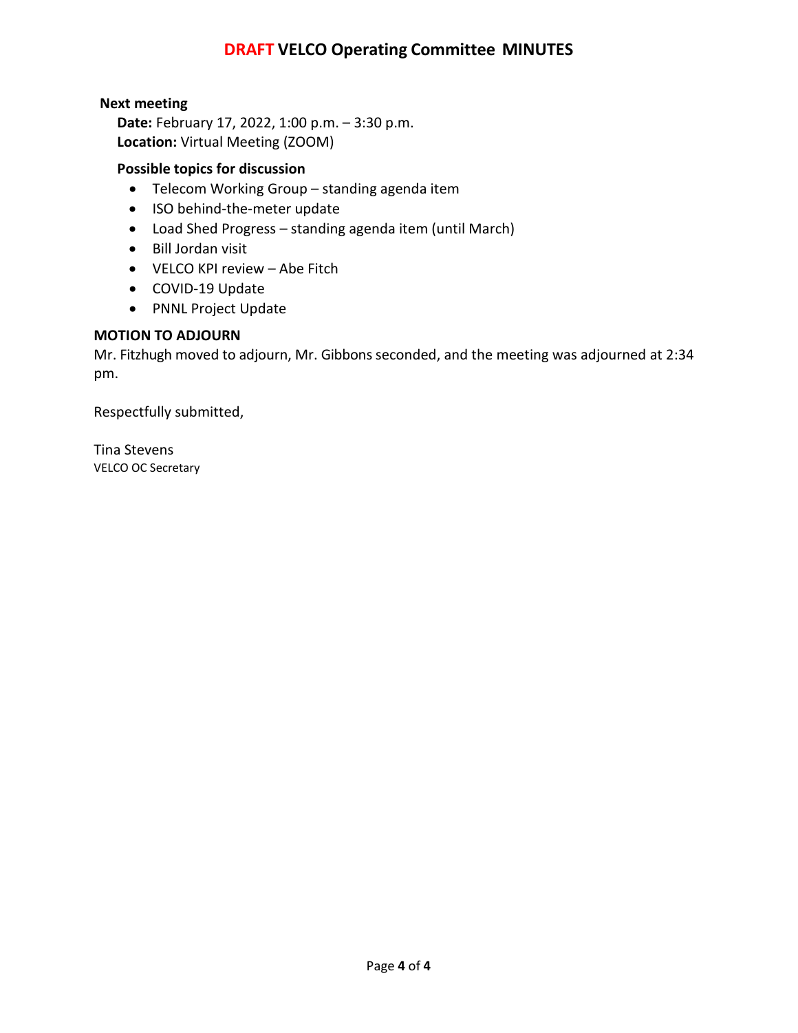**Next meeting**

**Date:** February 17, 2022, 1:00 p.m. – 3:30 p.m.
**Location:** Virtual Meeting (ZOOM)

**Possible topics for discussion**

- Telecom Working Group – standing agenda item
- ISO behind-the-meter update
- Load Shed Progress – standing agenda item (until March)
- Bill Jordan visit
- VELCO KPI review – Abe Fitch
- COVID-19 Update
- PNNL Project Update

**MOTION TO ADJOURN**

Mr. Fitzhugh moved to adjourn, Mr. Gibbons seconded, and the meeting was adjourned at 2:34 pm.

Respectfully submitted,

Tina Stevens
VELCO OC Secretary